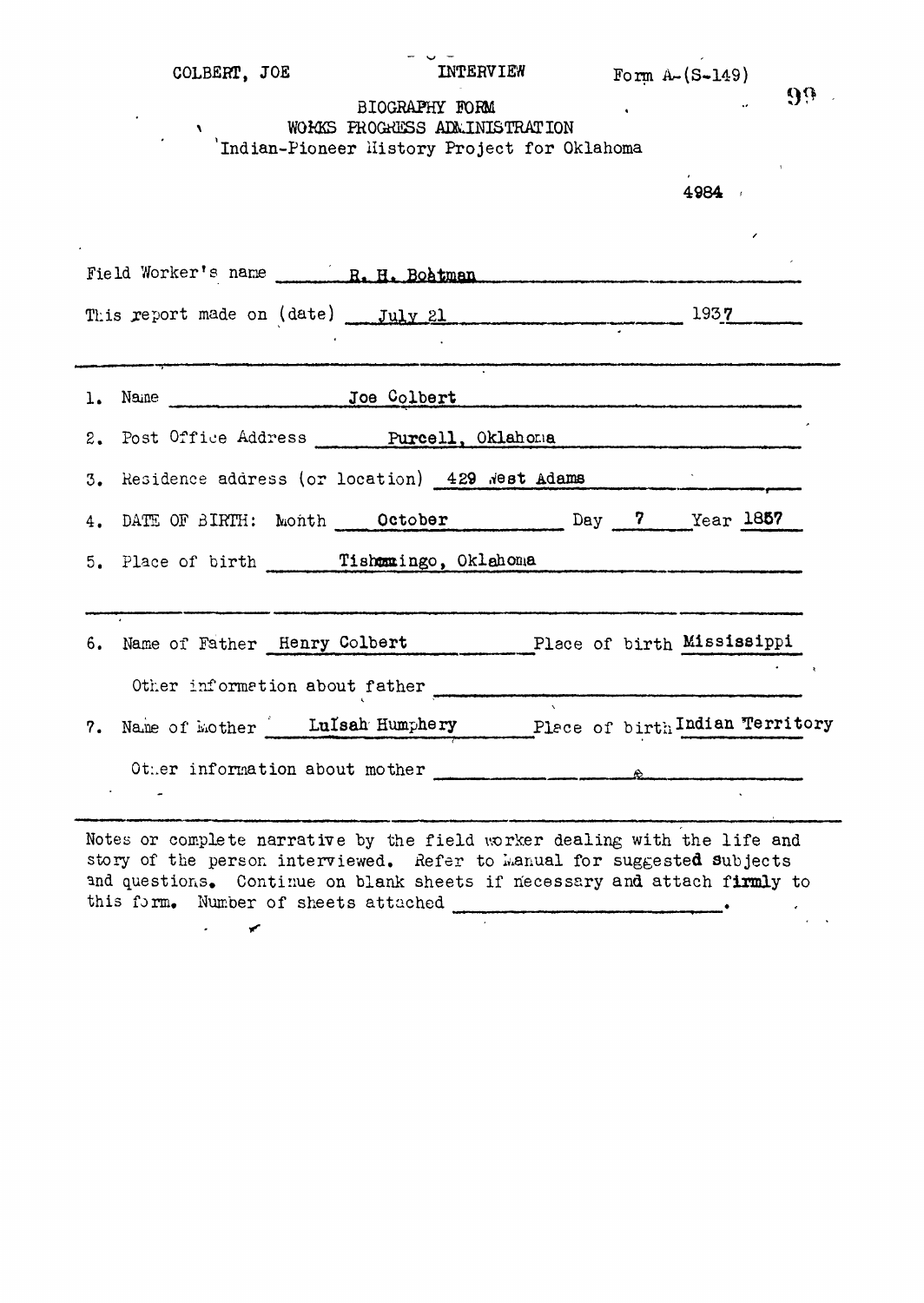COLBERT, JOE — INTERVIEW — Form A-(S-149)

BIOGRAPHY FORM
WORKS PROGRESS ADMINISTRATION
Indian-Pioneer History Project for Oklahoma

4984

Field Worker's name R. H. Boatman

This report made on (date) July 21 1937

1. Name Joe Colbert
2. Post Office Address Purcell, Oklahoma
3. Residence address (or location) 429 West Adams
4. DATE OF BIRTH: Month October Day 7 Year 1857
5. Place of birth Tishomingo, Oklahoma

6. Name of Father Henry Colbert Place of birth Mississippi

   Other information about father

7. Name of Mother Luisah Humphery Place of birth Indian Territory

   Other information about mother

Notes or complete narrative by the field worker dealing with the life and story of the person interviewed. Refer to Manual for suggested subjects and questions. Continue on blank sheets if necessary and attach firmly to this form. Number of sheets attached \_\_\_\_\_\_\_\_.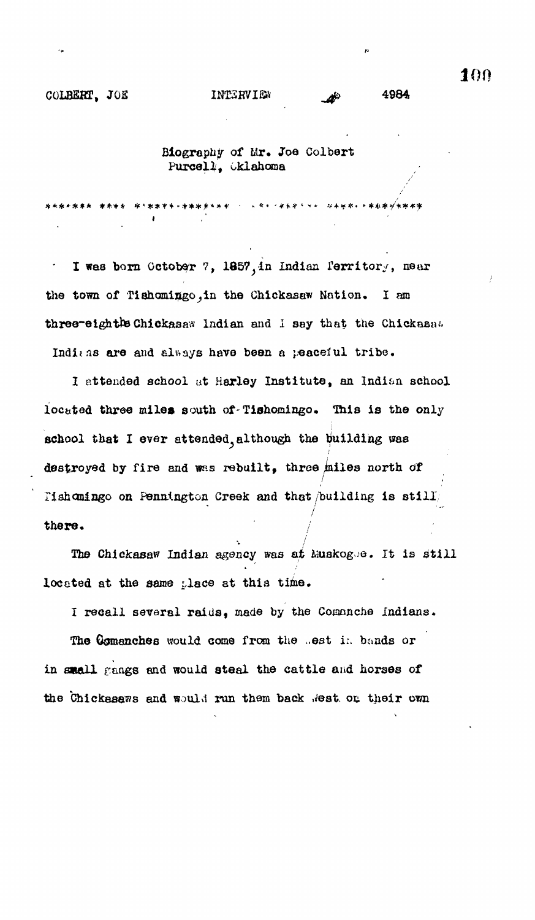COLBERT, JOE INTERVIEW 4984

Biography of Mr. Joe Colbert
Purcell, Oklahoma

I was born October 7, 1857, in Indian Territory, near the town of Tishomingo, in the Chickasaw Nation. I am three-eighths Chickasaw Indian and I say that the Chickasaw Indians are and always have been a peaceful tribe.

I attended school at Harley Institute, an Indian school located three miles south of Tishomingo. This is the only school that I ever attended, although the building was destroyed by fire and was rebuilt, three miles north of Tishomingo on Pennington Creek and that building is still there.

The Chickasaw Indian agency was at Muskogee. It is still located at the same place at this time.

I recall several raids, made by the Comanche Indians. The Comanches would come from the West in bands or in small gangs and would steal the cattle and horses of the Chickasaws and would run them back West on their own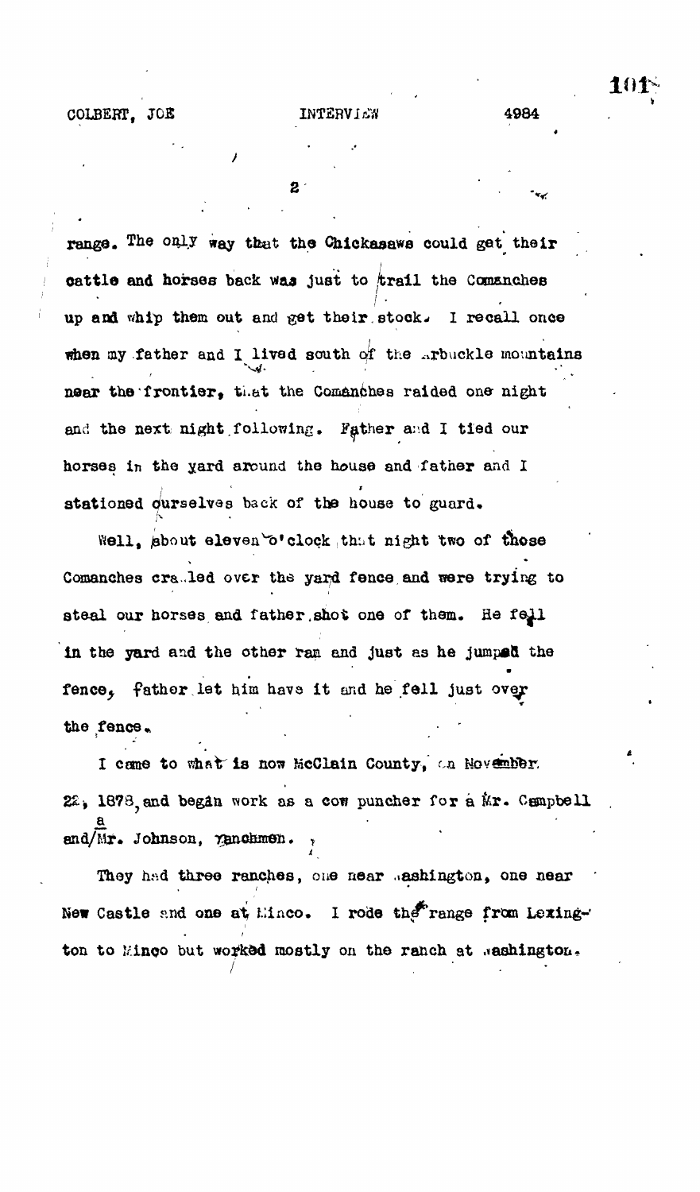range. The only way that the Chickasaws could get their cattle and horses back was just to trail the Comanches up and whip them out and get their stock. I recall once when my father and I lived south of the Arbuckle mountains near the frontier, that the Comanches raided one night and the next night following. Father and I tied our horses in the yard around the house and father and I stationed ourselves back of the house to guard.

Well, about eleven o'clock that night two of those Comanches crawled over the yard fence and were trying to steal our horses and father shot one of them. He fell in the yard and the other ran and just as he jumped the fence, father let him have it and he fell just over the fence.

I came to what is now McClain County, on November 22, 1878, and began work as a cow puncher for a Mr. Campbell and a Mr. Johnson, ranchmen.

They had three ranches, one near Washington, one near New Castle and one at Minco. I rode the range from Lexington to Minco but worked mostly on the ranch at Washington.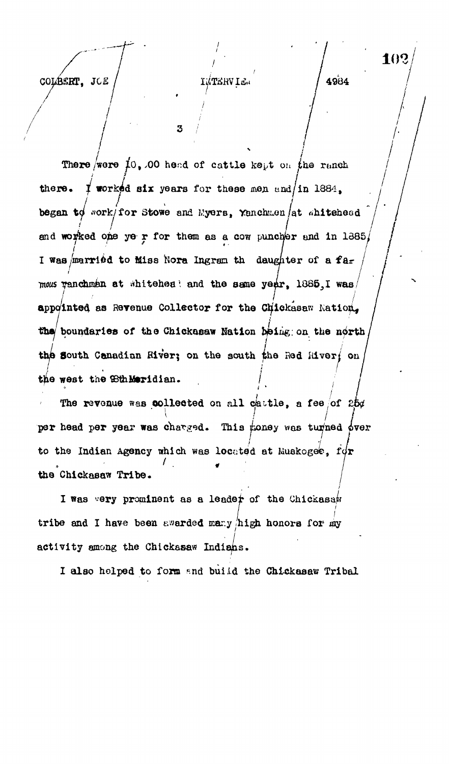There were 10,000 head of cattle kept on the ranch there. I worked six years for these men and in 1884, began to work for Stowe and Myers, Ranchmen at Whitehead and worked one year for them as a cow puncher and in 1885, I was married to Miss Nora Ingram the daughter of a famous ranchman at Whitehead and the same year, 1885, I was appointed as Revenue Collector for the Chickasaw Nation, the boundaries of the Chickasaw Nation being on the north the South Canadian River; on the south the Red River; on the west the 98th Meridian.

The revenue was collected on all cattle, a fee of 25¢ per head per year was charged. This money was turned over to the Indian Agency which was located at Muskogee, for the Chickasaw Tribe.

I was very prominent as a leader of the Chickasaw tribe and I have been awarded many high honors for my activity among the Chickasaw Indians.

I also helped to form and build the Chickasaw Tribal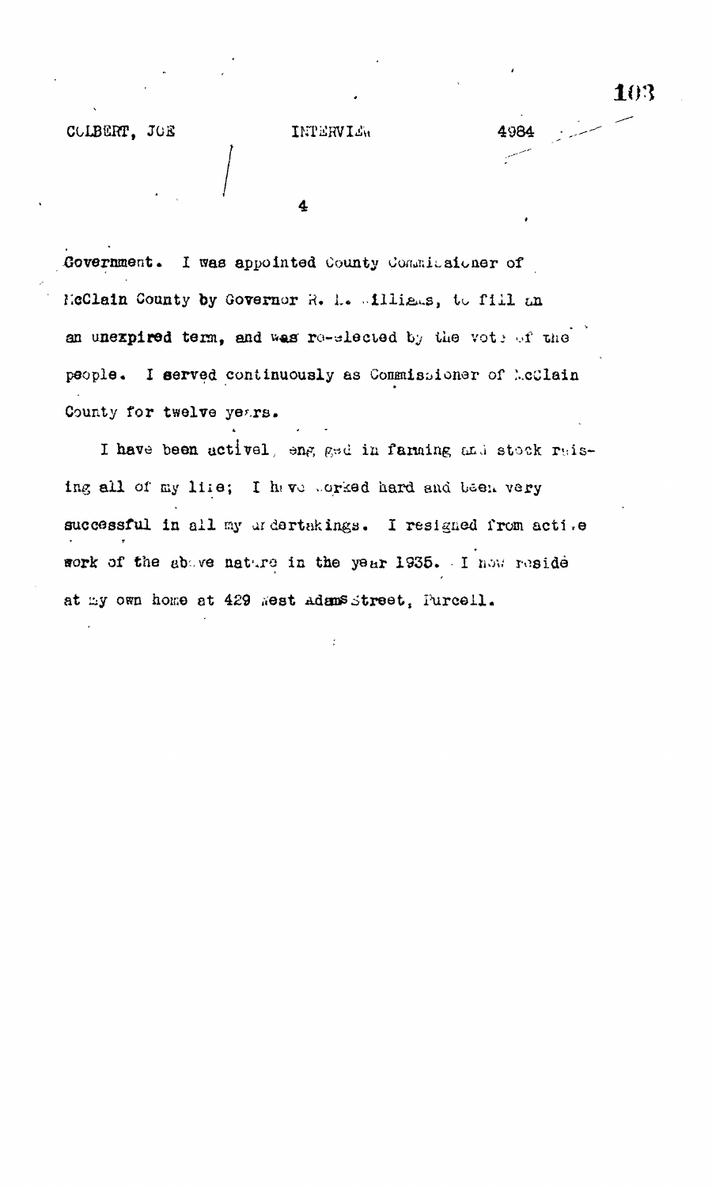Government. I was appointed County Commissioner of McClain County by Governor R. L. Williams, to fill an an unexpired term, and was re-elected by the vote of the people. I served continuously as Commissioner of McClain County for twelve years.

I have been actively engaged in farming and stock raising all of my life; I have worked hard and been very successful in all my undertakings. I resigned from active work of the above nature in the year 1935. I now reside at my own home at 429 West Adams Street, Purcell.